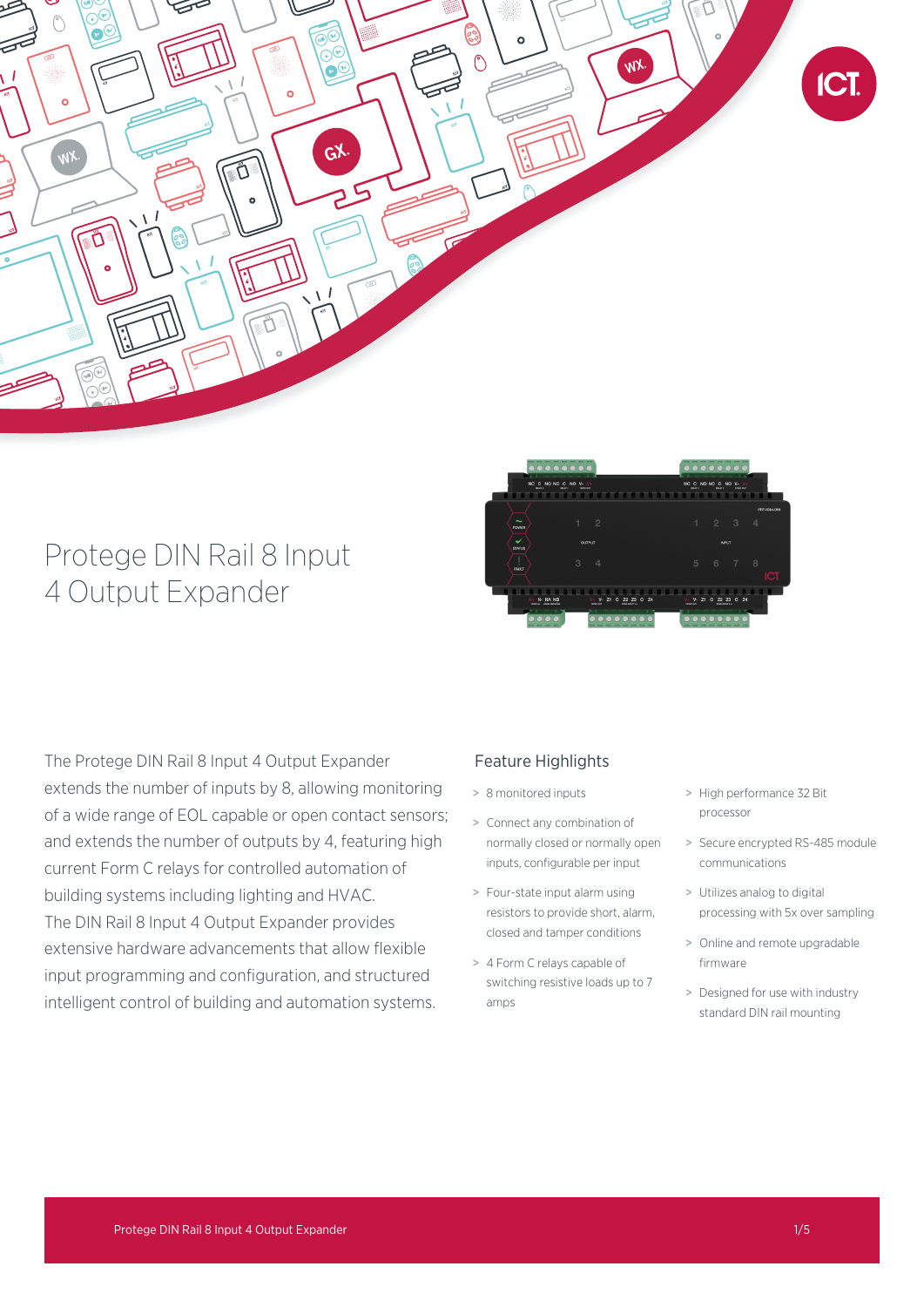# Protege DIN Rail 8 Input 4 Output Expander

The Protege DIN Rail 8 Input 4 Output Expander extends the number of inputs by 8, allowing monitoring of a wide range of EOL capable or open contact sensors; and extends the number of outputs by 4, featuring high current Form C relays for controlled automation of building systems including lighting and HVAC. The DIN Rail 8 Input 4 Output Expander provides extensive hardware advancements that allow flexible input programming and configuration, and structured intelligent control of building and automation systems.

## Feature Highlights

- 8 monitored inputs
- Connect any combination of normally closed or normally open inputs, configurable per input
- Four-state input alarm using resistors to provide short, alarm, closed and tamper conditions
- 4 Form C relays capable of switching resistive loads up to 7 amps
- High performance 32 Bit processor
- Secure encrypted RS-485 module communications
- Utilizes analog to digital processing with 5x over sampling
- Online and remote upgradable firmware
- Designed for use with industry standard DIN rail mounting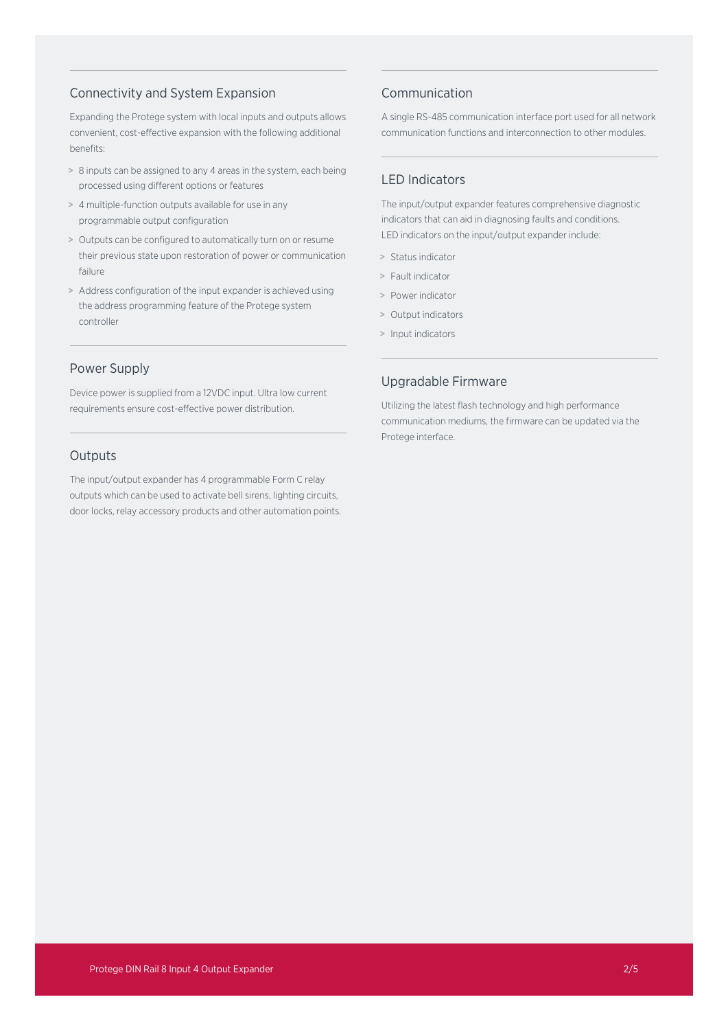## Connectivity and System Expansion

Expanding the Protege system with local inputs and outputs allows convenient, cost-effective expansion with the following additional benefits:

- 8 inputs can be assigned to any 4 areas in the system, each being processed using different options or features
- 4 multiple-function outputs available for use in any programmable output configuration
- Outputs can be configured to automatically turn on or resume their previous state upon restoration of power or communication failure
- Address configuration of the input expander is achieved using the address programming feature of the Protege system controller

## Power Supply

Device power is supplied from a 12VDC input. Ultra low current requirements ensure cost-effective power distribution.

## Outputs

The input/output expander has 4 programmable Form C relay outputs which can be used to activate bell sirens, lighting circuits, door locks, relay accessory products and other automation points.

## Communication

A single RS-485 communication interface port used for all network communication functions and interconnection to other modules.

## LED Indicators

The input/output expander features comprehensive diagnostic indicators that can aid in diagnosing faults and conditions. LED indicators on the input/output expander include:

- Status indicator
- Fault indicator
- Power indicator
- Output indicators
- Input indicators

## Upgradable Firmware

Utilizing the latest flash technology and high performance communication mediums, the firmware can be updated via the Protege interface.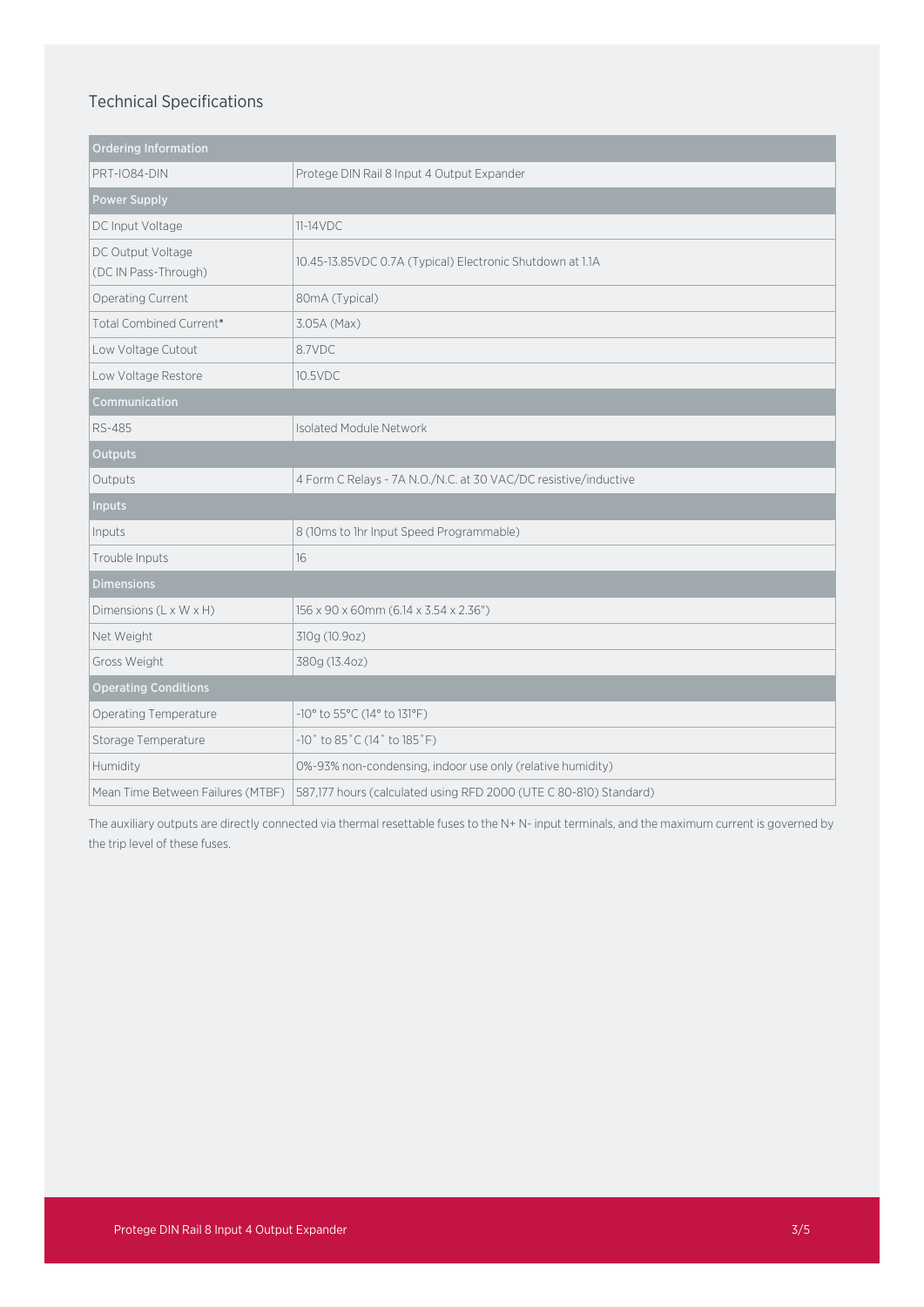## Technical Specifications

| Ordering Information | |
|---|---|
| PRT-IO84-DIN | Protege DIN Rail 8 Input 4 Output Expander |
| **Power Supply** | |
| DC Input Voltage | 11-14VDC |
| DC Output Voltage (DC IN Pass-Through) | 10.45-13.85VDC 0.7A (Typical) Electronic Shutdown at 1.1A |
| Operating Current | 80mA (Typical) |
| Total Combined Current* | 3.05A (Max) |
| Low Voltage Cutout | 8.7VDC |
| Low Voltage Restore | 10.5VDC |
| **Communication** | |
| RS-485 | Isolated Module Network |
| **Outputs** | |
| Outputs | 4 Form C Relays - 7A N.O./N.C. at 30 VAC/DC resistive/inductive |
| **Inputs** | |
| Inputs | 8 (10ms to 1hr Input Speed Programmable) |
| Trouble Inputs | 16 |
| **Dimensions** | |
| Dimensions (L x W x H) | 156 x 90 x 60mm (6.14 x 3.54 x 2.36") |
| Net Weight | 310g (10.9oz) |
| Gross Weight | 380g (13.4oz) |
| **Operating Conditions** | |
| Operating Temperature | -10° to 55°C (14° to 131°F) |
| Storage Temperature | -10˚ to 85˚C (14˚ to 185˚F) |
| Humidity | 0%-93% non-condensing, indoor use only (relative humidity) |
| Mean Time Between Failures (MTBF) | 587,177 hours (calculated using RFD 2000 (UTE C 80-810) Standard) |

The auxiliary outputs are directly connected via thermal resettable fuses to the N+ N- input terminals, and the maximum current is governed by the trip level of these fuses.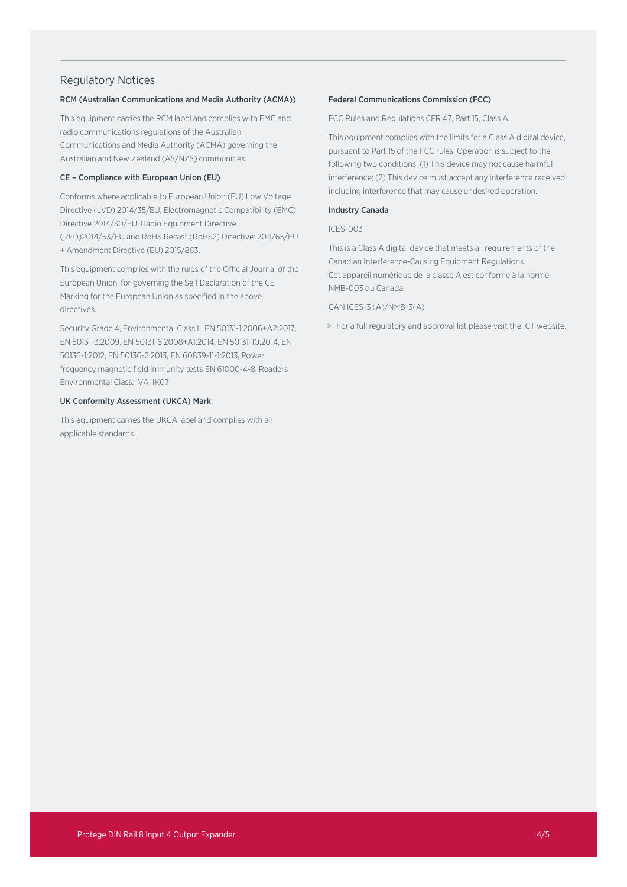## Regulatory Notices

### RCM (Australian Communications and Media Authority (ACMA))

This equipment carries the RCM label and complies with EMC and radio communications regulations of the Australian Communications and Media Authority (ACMA) governing the Australian and New Zealand (AS/NZS) communities.

### CE – Compliance with European Union (EU)

Conforms where applicable to European Union (EU) Low Voltage Directive (LVD) 2014/35/EU, Electromagnetic Compatibility (EMC) Directive 2014/30/EU, Radio Equipment Directive (RED)2014/53/EU and RoHS Recast (RoHS2) Directive: 2011/65/EU + Amendment Directive (EU) 2015/863.

This equipment complies with the rules of the Official Journal of the European Union, for governing the Self Declaration of the CE Marking for the European Union as specified in the above directives.

Security Grade 4, Environmental Class II, EN 50131-1:2006+A2:2017, EN 50131-3:2009, EN 50131-6:2008+A1:2014, EN 50131-10:2014, EN 50136-1:2012, EN 50136-2:2013, EN 60839-11-1:2013, Power frequency magnetic field immunity tests EN 61000-4-8, Readers Environmental Class: IVA, IK07.

### UK Conformity Assessment (UKCA) Mark

This equipment carries the UKCA label and complies with all applicable standards.

### Federal Communications Commission (FCC)

FCC Rules and Regulations CFR 47, Part 15, Class A.

This equipment complies with the limits for a Class A digital device, pursuant to Part 15 of the FCC rules. Operation is subject to the following two conditions: (1) This device may not cause harmful interference; (2) This device must accept any interference received, including interference that may cause undesired operation.

### Industry Canada

ICES-003

This is a Class A digital device that meets all requirements of the Canadian Interference-Causing Equipment Regulations.
Cet appareil numérique de la classe A est conforme à la norme NMB-003 du Canada.

CAN ICES-3 (A)/NMB-3(A)

> For a full regulatory and approval list please visit the ICT website.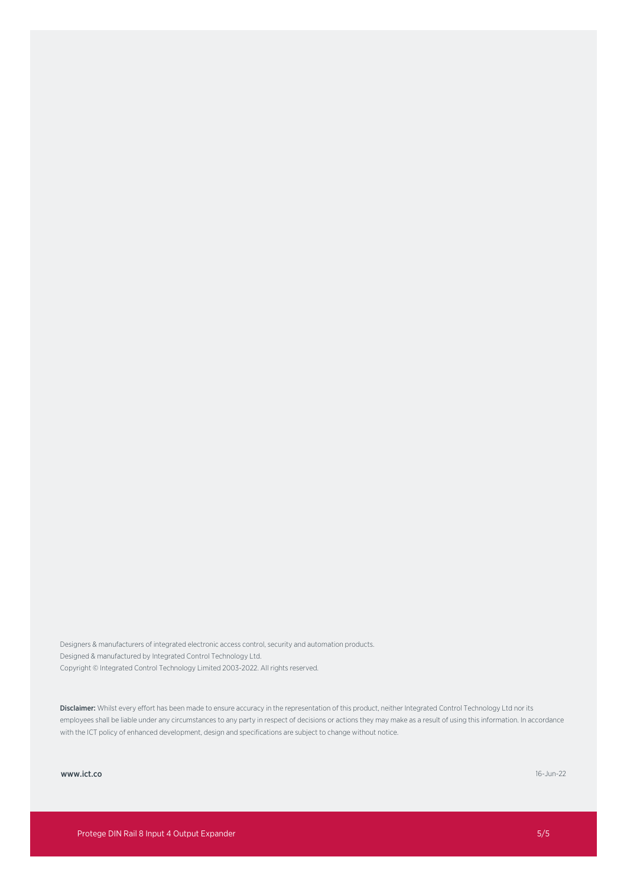Designers & manufacturers of integrated electronic access control, security and automation products.
Designed & manufactured by Integrated Control Technology Ltd.
Copyright © Integrated Control Technology Limited 2003-2022. All rights reserved.

**Disclaimer:** Whilst every effort has been made to ensure accuracy in the representation of this product, neither Integrated Control Technology Ltd nor its employees shall be liable under any circumstances to any party in respect of decisions or actions they may make as a result of using this information. In accordance with the ICT policy of enhanced development, design and specifications are subject to change without notice.

**www.ict.co**

16-Jun-22